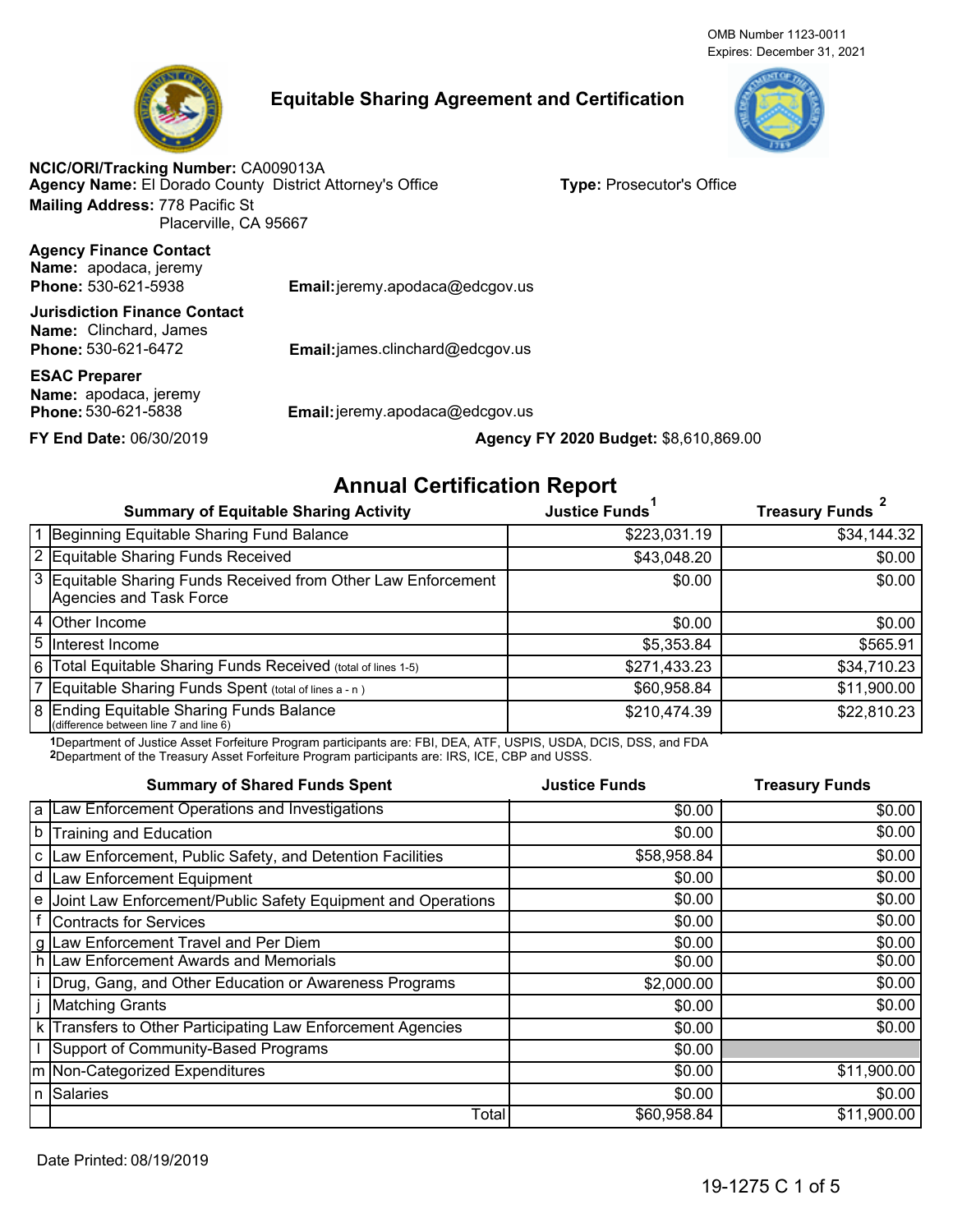OMB Number 1123-0011
Expires: December 31, 2021

# Equitable Sharing Agreement and Certification

**NCIC/ORI/Tracking Number:** CA009013A
**Agency Name:** El Dorado County District Attorney's Office **Type:** Prosecutor's Office
**Mailing Address:** 778 Pacific St
Placerville, CA 95667

**Agency Finance Contact**
**Name:** apodaca, jeremy
**Phone:** 530-621-5938 **Email:** jeremy.apodaca@edcgov.us

**Jurisdiction Finance Contact**
**Name:** Clinchard, James
**Phone:** 530-621-6472 **Email:** james.clinchard@edcgov.us

**ESAC Preparer**
**Name:** apodaca, jeremy
**Phone:** 530-621-5838 **Email:** jeremy.apodaca@edcgov.us

**FY End Date:** 06/30/2019 **Agency FY 2020 Budget:** $8,610,869.00

## Annual Certification Report

| | Summary of Equitable Sharing Activity | Justice Funds[1] | Treasury Funds[2] |
|---|---|---|---|
| 1 | Beginning Equitable Sharing Fund Balance | $223,031.19 | $34,144.32 |
| 2 | Equitable Sharing Funds Received | $43,048.20 | $0.00 |
| 3 | Equitable Sharing Funds Received from Other Law Enforcement Agencies and Task Force | $0.00 | $0.00 |
| 4 | Other Income | $0.00 | $0.00 |
| 5 | Interest Income | $5,353.84 | $565.91 |
| 6 | Total Equitable Sharing Funds Received (total of lines 1-5) | $271,433.23 | $34,710.23 |
| 7 | Equitable Sharing Funds Spent (total of lines a - n) | $60,958.84 | $11,900.00 |
| 8 | Ending Equitable Sharing Funds Balance (difference between line 7 and line 6) | $210,474.39 | $22,810.23 |

[1]Department of Justice Asset Forfeiture Program participants are: FBI, DEA, ATF, USPIS, USDA, DCIS, DSS, and FDA
[2]Department of the Treasury Asset Forfeiture Program participants are: IRS, ICE, CBP and USSS.

| | Summary of Shared Funds Spent | Justice Funds | Treasury Funds |
|---|---|---|---|
| a | Law Enforcement Operations and Investigations | $0.00 | $0.00 |
| b | Training and Education | $0.00 | $0.00 |
| c | Law Enforcement, Public Safety, and Detention Facilities | $58,958.84 | $0.00 |
| d | Law Enforcement Equipment | $0.00 | $0.00 |
| e | Joint Law Enforcement/Public Safety Equipment and Operations | $0.00 | $0.00 |
| f | Contracts for Services | $0.00 | $0.00 |
| g | Law Enforcement Travel and Per Diem | $0.00 | $0.00 |
| h | Law Enforcement Awards and Memorials | $0.00 | $0.00 |
| i | Drug, Gang, and Other Education or Awareness Programs | $2,000.00 | $0.00 |
| j | Matching Grants | $0.00 | $0.00 |
| k | Transfers to Other Participating Law Enforcement Agencies | $0.00 | $0.00 |
| l | Support of Community-Based Programs | $0.00 | |
| m | Non-Categorized Expenditures | $0.00 | $11,900.00 |
| n | Salaries | $0.00 | $0.00 |
| | Total | $60,958.84 | $11,900.00 |

Date Printed: 08/19/2019

19-1275 C 1 of 5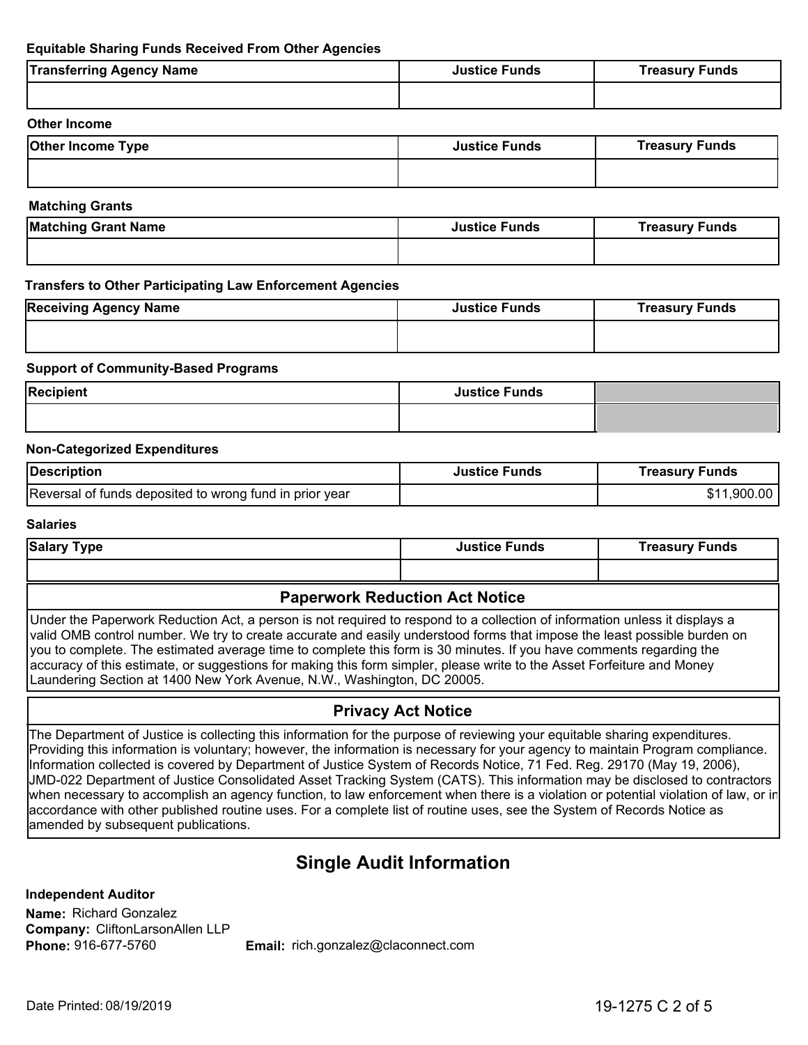**Equitable Sharing Funds Received From Other Agencies**

| Transferring Agency Name | Justice Funds | Treasury Funds |
|---|---|---|
| | | |

**Other Income**

| Other Income Type | Justice Funds | Treasury Funds |
|---|---|---|
| | | |

**Matching Grants**

| Matching Grant Name | Justice Funds | Treasury Funds |
|---|---|---|
| | | |

**Transfers to Other Participating Law Enforcement Agencies**

| Receiving Agency Name | Justice Funds | Treasury Funds |
|---|---|---|
| | | |

**Support of Community-Based Programs**

| Recipient | Justice Funds | |
|---|---|---|
| | | |

**Non-Categorized Expenditures**

| Description | Justice Funds | Treasury Funds |
|---|---|---|
| Reversal of funds deposited to wrong fund in prior year | | $11,900.00 |

**Salaries**

| Salary Type | Justice Funds | Treasury Funds |
|---|---|---|
| | | |

### Paperwork Reduction Act Notice

Under the Paperwork Reduction Act, a person is not required to respond to a collection of information unless it displays a valid OMB control number. We try to create accurate and easily understood forms that impose the least possible burden on you to complete. The estimated average time to complete this form is 30 minutes. If you have comments regarding the accuracy of this estimate, or suggestions for making this form simpler, please write to the Asset Forfeiture and Money Laundering Section at 1400 New York Avenue, N.W., Washington, DC 20005.

### Privacy Act Notice

The Department of Justice is collecting this information for the purpose of reviewing your equitable sharing expenditures. Providing this information is voluntary; however, the information is necessary for your agency to maintain Program compliance. Information collected is covered by Department of Justice System of Records Notice, 71 Fed. Reg. 29170 (May 19, 2006), JMD-022 Department of Justice Consolidated Asset Tracking System (CATS). This information may be disclosed to contractors when necessary to accomplish an agency function, to law enforcement when there is a violation or potential violation of law, or in accordance with other published routine uses. For a complete list of routine uses, see the System of Records Notice as amended by subsequent publications.

## Single Audit Information

**Independent Auditor**

**Name:** Richard Gonzalez
**Company:** CliftonLarsonAllen LLP
**Phone:** 916-677-5760 **Email:** rich.gonzalez@claconnect.com

Date Printed: 08/19/2019

19-1275 C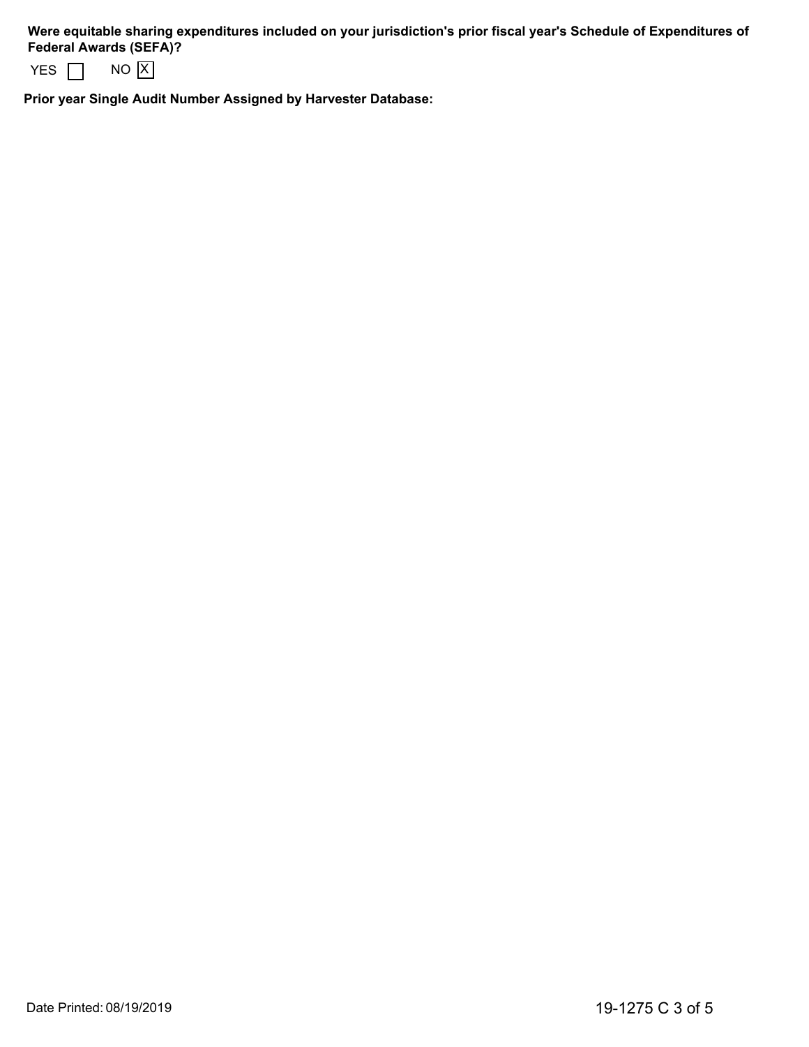**Were equitable sharing expenditures included on your jurisdiction's prior fiscal year's Schedule of Expenditures of Federal Awards (SEFA)?**

YES [ ]     NO [X]

**Prior year Single Audit Number Assigned by Harvester Database:**

Date Printed: 08/19/2019

19-1275 C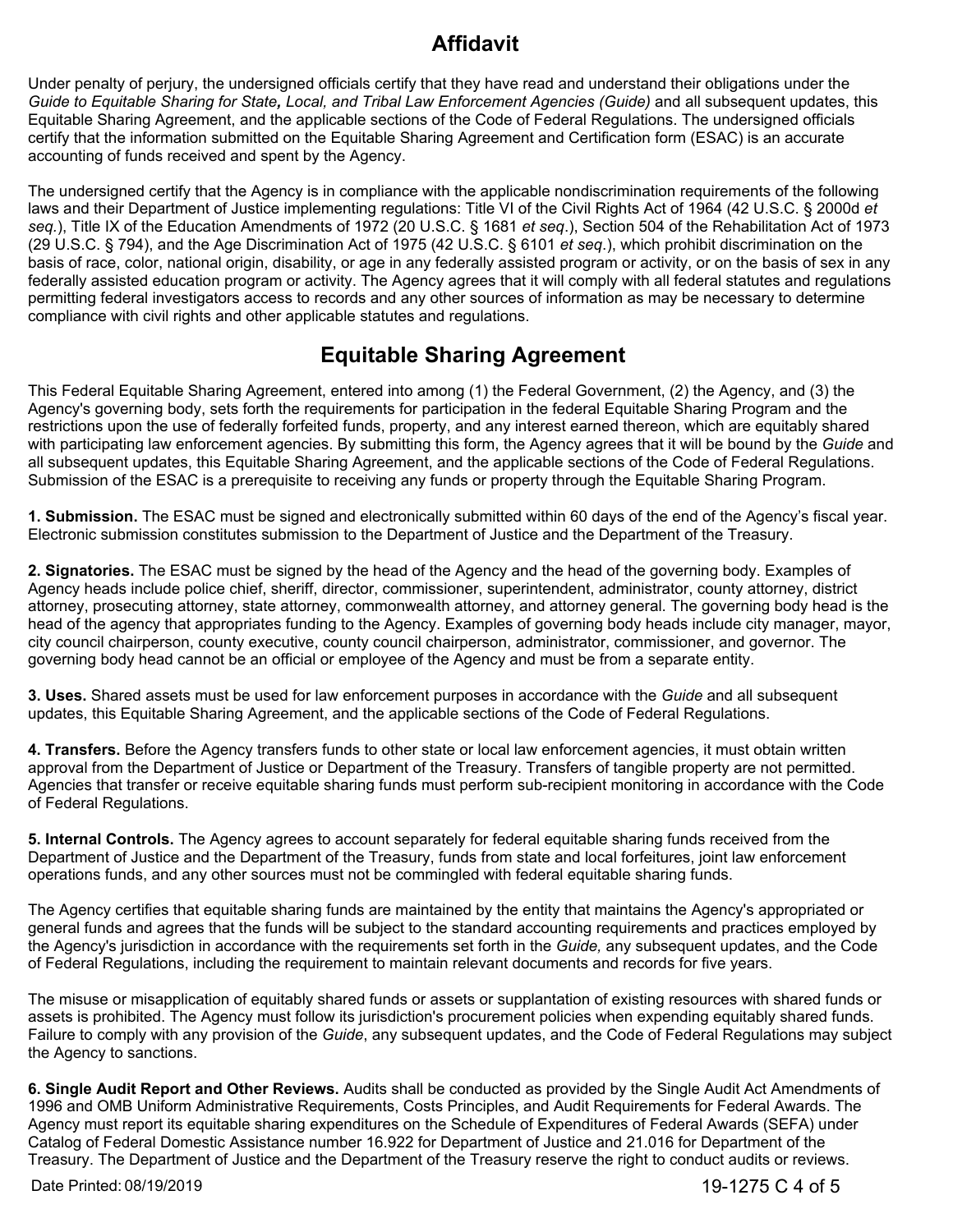# Affidavit

Under penalty of perjury, the undersigned officials certify that they have read and understand their obligations under the *Guide to Equitable Sharing for State, Local, and Tribal Law Enforcement Agencies (Guide)* and all subsequent updates, this Equitable Sharing Agreement, and the applicable sections of the Code of Federal Regulations. The undersigned officials certify that the information submitted on the Equitable Sharing Agreement and Certification form (ESAC) is an accurate accounting of funds received and spent by the Agency.

The undersigned certify that the Agency is in compliance with the applicable nondiscrimination requirements of the following laws and their Department of Justice implementing regulations: Title VI of the Civil Rights Act of 1964 (42 U.S.C. § 2000d *et seq.*), Title IX of the Education Amendments of 1972 (20 U.S.C. § 1681 *et seq*.), Section 504 of the Rehabilitation Act of 1973 (29 U.S.C. § 794), and the Age Discrimination Act of 1975 (42 U.S.C. § 6101 *et seq*.), which prohibit discrimination on the basis of race, color, national origin, disability, or age in any federally assisted program or activity, or on the basis of sex in any federally assisted education program or activity. The Agency agrees that it will comply with all federal statutes and regulations permitting federal investigators access to records and any other sources of information as may be necessary to determine compliance with civil rights and other applicable statutes and regulations.

# Equitable Sharing Agreement

This Federal Equitable Sharing Agreement, entered into among (1) the Federal Government, (2) the Agency, and (3) the Agency's governing body, sets forth the requirements for participation in the federal Equitable Sharing Program and the restrictions upon the use of federally forfeited funds, property, and any interest earned thereon, which are equitably shared with participating law enforcement agencies. By submitting this form, the Agency agrees that it will be bound by the *Guide* and all subsequent updates, this Equitable Sharing Agreement, and the applicable sections of the Code of Federal Regulations. Submission of the ESAC is a prerequisite to receiving any funds or property through the Equitable Sharing Program.

**1. Submission.** The ESAC must be signed and electronically submitted within 60 days of the end of the Agency's fiscal year. Electronic submission constitutes submission to the Department of Justice and the Department of the Treasury.

**2. Signatories.** The ESAC must be signed by the head of the Agency and the head of the governing body. Examples of Agency heads include police chief, sheriff, director, commissioner, superintendent, administrator, county attorney, district attorney, prosecuting attorney, state attorney, commonwealth attorney, and attorney general. The governing body head is the head of the agency that appropriates funding to the Agency. Examples of governing body heads include city manager, mayor, city council chairperson, county executive, county council chairperson, administrator, commissioner, and governor. The governing body head cannot be an official or employee of the Agency and must be from a separate entity.

**3. Uses.** Shared assets must be used for law enforcement purposes in accordance with the *Guide* and all subsequent updates, this Equitable Sharing Agreement, and the applicable sections of the Code of Federal Regulations.

**4. Transfers.** Before the Agency transfers funds to other state or local law enforcement agencies, it must obtain written approval from the Department of Justice or Department of the Treasury. Transfers of tangible property are not permitted. Agencies that transfer or receive equitable sharing funds must perform sub-recipient monitoring in accordance with the Code of Federal Regulations.

**5. Internal Controls.** The Agency agrees to account separately for federal equitable sharing funds received from the Department of Justice and the Department of the Treasury, funds from state and local forfeitures, joint law enforcement operations funds, and any other sources must not be commingled with federal equitable sharing funds.

The Agency certifies that equitable sharing funds are maintained by the entity that maintains the Agency's appropriated or general funds and agrees that the funds will be subject to the standard accounting requirements and practices employed by the Agency's jurisdiction in accordance with the requirements set forth in the *Guide,* any subsequent updates, and the Code of Federal Regulations, including the requirement to maintain relevant documents and records for five years.

The misuse or misapplication of equitably shared funds or assets or supplantation of existing resources with shared funds or assets is prohibited. The Agency must follow its jurisdiction's procurement policies when expending equitably shared funds. Failure to comply with any provision of the *Guide*, any subsequent updates, and the Code of Federal Regulations may subject the Agency to sanctions.

**6. Single Audit Report and Other Reviews.** Audits shall be conducted as provided by the Single Audit Act Amendments of 1996 and OMB Uniform Administrative Requirements, Costs Principles, and Audit Requirements for Federal Awards. The Agency must report its equitable sharing expenditures on the Schedule of Expenditures of Federal Awards (SEFA) under Catalog of Federal Domestic Assistance number 16.922 for Department of Justice and 21.016 for Department of the Treasury. The Department of Justice and the Department of the Treasury reserve the right to conduct audits or reviews.

Date Printed: 08/19/2019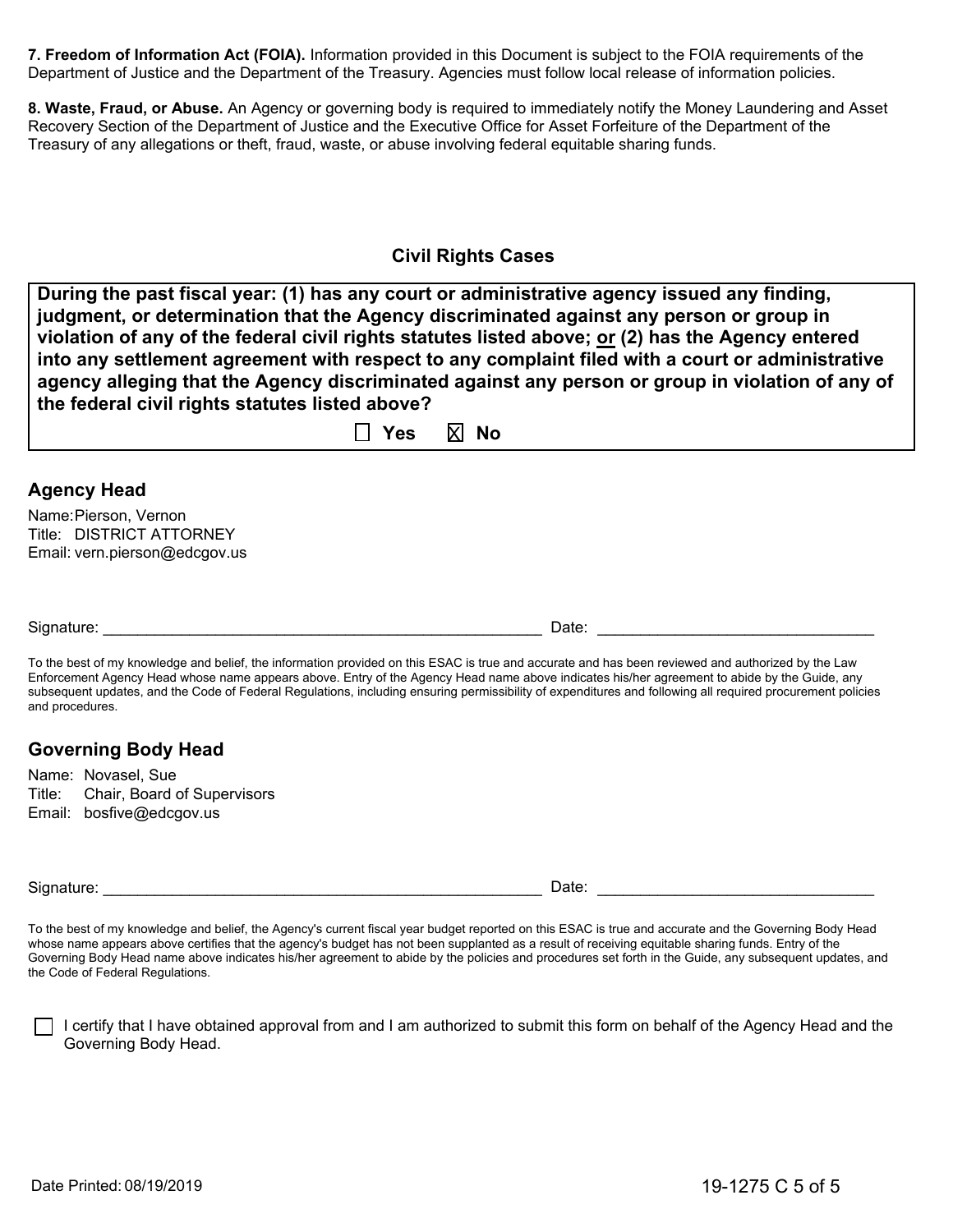**7. Freedom of Information Act (FOIA).** Information provided in this Document is subject to the FOIA requirements of the Department of Justice and the Department of the Treasury. Agencies must follow local release of information policies.

**8. Waste, Fraud, or Abuse.** An Agency or governing body is required to immediately notify the Money Laundering and Asset Recovery Section of the Department of Justice and the Executive Office for Asset Forfeiture of the Department of the Treasury of any allegations or theft, fraud, waste, or abuse involving federal equitable sharing funds.

## Civil Rights Cases

**During the past fiscal year: (1) has any court or administrative agency issued any finding, judgment, or determination that the Agency discriminated against any person or group in violation of any of the federal civil rights statutes listed above; or (2) has the Agency entered into any settlement agreement with respect to any complaint filed with a court or administrative agency alleging that the Agency discriminated against any person or group in violation of any of the federal civil rights statutes listed above?**

☐ **Yes** ☒ **No**

### Agency Head

Name: Pierson, Vernon
Title: DISTRICT ATTORNEY
Email: vern.pierson@edcgov.us

Signature: ______________________________ Date: ______________________________

To the best of my knowledge and belief, the information provided on this ESAC is true and accurate and has been reviewed and authorized by the Law Enforcement Agency Head whose name appears above. Entry of the Agency Head name above indicates his/her agreement to abide by the Guide, any subsequent updates, and the Code of Federal Regulations, including ensuring permissibility of expenditures and following all required procurement policies and procedures.

### Governing Body Head

Name: Novasel, Sue
Title: Chair, Board of Supervisors
Email: bosfive@edcgov.us

Signature: ______________________________ Date: ______________________________

To the best of my knowledge and belief, the Agency's current fiscal year budget reported on this ESAC is true and accurate and the Governing Body Head whose name appears above certifies that the agency's budget has not been supplanted as a result of receiving equitable sharing funds. Entry of the Governing Body Head name above indicates his/her agreement to abide by the policies and procedures set forth in the Guide, any subsequent updates, and the Code of Federal Regulations.

☐ I certify that I have obtained approval from and I am authorized to submit this form on behalf of the Agency Head and the Governing Body Head.

Date Printed: 08/19/2019